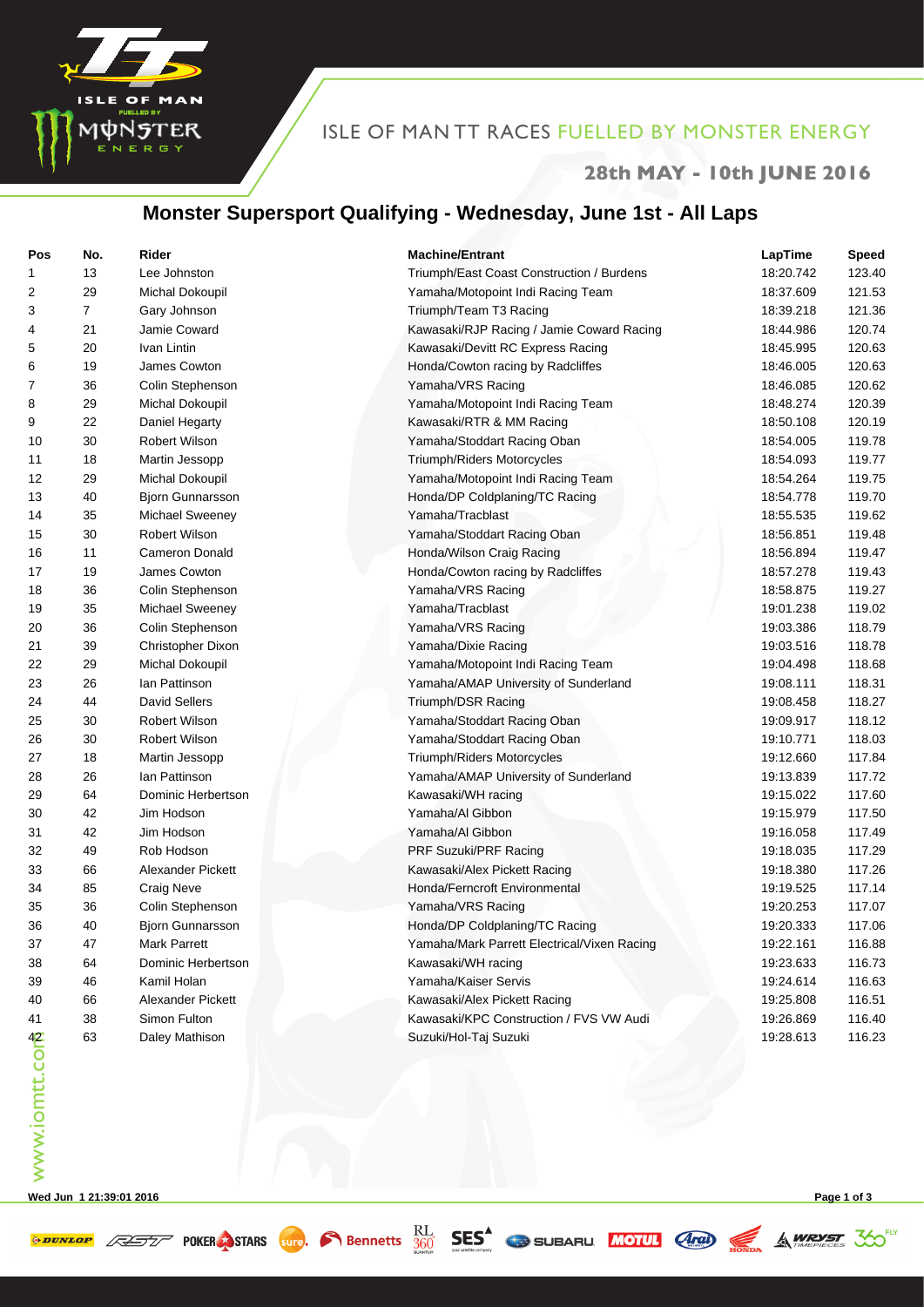ISLE OF MAN TT RACES FUELLED BY MONSTER ENERGY

**28th MAY - 10th JUNE 2016**

## Monster Supersport Qualifying - Wednesday, June 1st - All Laps

| Pos | No. | Rider | Machine/Entrant | LapTime | Speed |
|---|---|---|---|---|---|
| 1 | 13 | Lee Johnston | Triumph/East Coast Construction / Burdens | 18:20.742 | 123.40 |
| 2 | 29 | Michal Dokoupil | Yamaha/Motopoint Indi Racing Team | 18:37.609 | 121.53 |
| 3 | 7 | Gary Johnson | Triumph/Team T3 Racing | 18:39.218 | 121.36 |
| 4 | 21 | Jamie Coward | Kawasaki/RJP Racing / Jamie Coward Racing | 18:44.986 | 120.74 |
| 5 | 20 | Ivan Lintin | Kawasaki/Devitt RC Express Racing | 18:45.995 | 120.63 |
| 6 | 19 | James Cowton | Honda/Cowton racing by Radcliffes | 18:46.005 | 120.63 |
| 7 | 36 | Colin Stephenson | Yamaha/VRS Racing | 18:46.085 | 120.62 |
| 8 | 29 | Michal Dokoupil | Yamaha/Motopoint Indi Racing Team | 18:48.274 | 120.39 |
| 9 | 22 | Daniel Hegarty | Kawasaki/RTR & MM Racing | 18:50.108 | 120.19 |
| 10 | 30 | Robert Wilson | Yamaha/Stoddart Racing Oban | 18:54.005 | 119.78 |
| 11 | 18 | Martin Jessopp | Triumph/Riders Motorcycles | 18:54.093 | 119.77 |
| 12 | 29 | Michal Dokoupil | Yamaha/Motopoint Indi Racing Team | 18:54.264 | 119.75 |
| 13 | 40 | Bjorn Gunnarsson | Honda/DP Coldplaning/TC Racing | 18:54.778 | 119.70 |
| 14 | 35 | Michael Sweeney | Yamaha/Tracblast | 18:55.535 | 119.62 |
| 15 | 30 | Robert Wilson | Yamaha/Stoddart Racing Oban | 18:56.851 | 119.48 |
| 16 | 11 | Cameron Donald | Honda/Wilson Craig Racing | 18:56.894 | 119.47 |
| 17 | 19 | James Cowton | Honda/Cowton racing by Radcliffes | 18:57.278 | 119.43 |
| 18 | 36 | Colin Stephenson | Yamaha/VRS Racing | 18:58.875 | 119.27 |
| 19 | 35 | Michael Sweeney | Yamaha/Tracblast | 19:01.238 | 119.02 |
| 20 | 36 | Colin Stephenson | Yamaha/VRS Racing | 19:03.386 | 118.79 |
| 21 | 39 | Christopher Dixon | Yamaha/Dixie Racing | 19:03.516 | 118.78 |
| 22 | 29 | Michal Dokoupil | Yamaha/Motopoint Indi Racing Team | 19:04.498 | 118.68 |
| 23 | 26 | Ian Pattinson | Yamaha/AMAP University of Sunderland | 19:08.111 | 118.31 |
| 24 | 44 | David Sellers | Triumph/DSR Racing | 19:08.458 | 118.27 |
| 25 | 30 | Robert Wilson | Yamaha/Stoddart Racing Oban | 19:09.917 | 118.12 |
| 26 | 30 | Robert Wilson | Yamaha/Stoddart Racing Oban | 19:10.771 | 118.03 |
| 27 | 18 | Martin Jessopp | Triumph/Riders Motorcycles | 19:12.660 | 117.84 |
| 28 | 26 | Ian Pattinson | Yamaha/AMAP University of Sunderland | 19:13.839 | 117.72 |
| 29 | 64 | Dominic Herbertson | Kawasaki/WH racing | 19:15.022 | 117.60 |
| 30 | 42 | Jim Hodson | Yamaha/Al Gibbon | 19:15.979 | 117.50 |
| 31 | 42 | Jim Hodson | Yamaha/Al Gibbon | 19:16.058 | 117.49 |
| 32 | 49 | Rob Hodson | PRF Suzuki/PRF Racing | 19:18.035 | 117.29 |
| 33 | 66 | Alexander Pickett | Kawasaki/Alex Pickett Racing | 19:18.380 | 117.26 |
| 34 | 85 | Craig Neve | Honda/Ferncroft Environmental | 19:19.525 | 117.14 |
| 35 | 36 | Colin Stephenson | Yamaha/VRS Racing | 19:20.253 | 117.07 |
| 36 | 40 | Bjorn Gunnarsson | Honda/DP Coldplaning/TC Racing | 19:20.333 | 117.06 |
| 37 | 47 | Mark Parrett | Yamaha/Mark Parrett Electrical/Vixen Racing | 19:22.161 | 116.88 |
| 38 | 64 | Dominic Herbertson | Kawasaki/WH racing | 19:23.633 | 116.73 |
| 39 | 46 | Kamil Holan | Yamaha/Kaiser Servis | 19:24.614 | 116.63 |
| 40 | 66 | Alexander Pickett | Kawasaki/Alex Pickett Racing | 19:25.808 | 116.51 |
| 41 | 38 | Simon Fulton | Kawasaki/KPC Construction / FVS VW Audi | 19:26.869 | 116.40 |
| 42 | 63 | Daley Mathison | Suzuki/Hol-Taj Suzuki | 19:28.613 | 116.23 |

www.iomtt.com

Wed Jun 1 21:39:01 2016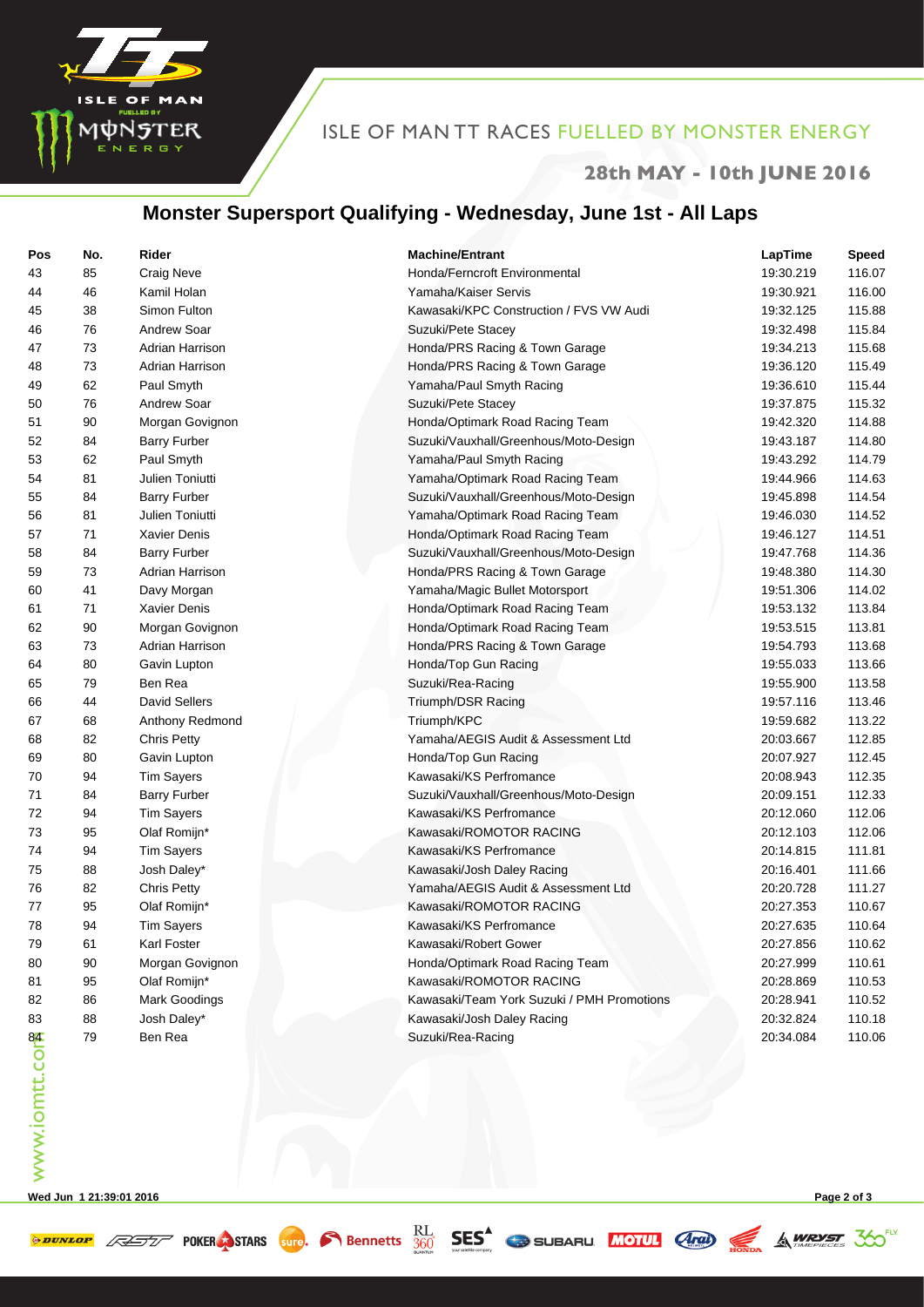# Monster Supersport Qualifying - Wednesday, June 1st - All Laps

| Pos | No. | Rider | Machine/Entrant | LapTime | Speed |
|---|---|---|---|---|---|
| 43 | 85 | Craig Neve | Honda/Ferncroft Environmental | 19:30.219 | 116.07 |
| 44 | 46 | Kamil Holan | Yamaha/Kaiser Servis | 19:30.921 | 116.00 |
| 45 | 38 | Simon Fulton | Kawasaki/KPC Construction / FVS VW Audi | 19:32.125 | 115.88 |
| 46 | 76 | Andrew Soar | Suzuki/Pete Stacey | 19:32.498 | 115.84 |
| 47 | 73 | Adrian Harrison | Honda/PRS Racing & Town Garage | 19:34.213 | 115.68 |
| 48 | 73 | Adrian Harrison | Honda/PRS Racing & Town Garage | 19:36.120 | 115.49 |
| 49 | 62 | Paul Smyth | Yamaha/Paul Smyth Racing | 19:36.610 | 115.44 |
| 50 | 76 | Andrew Soar | Suzuki/Pete Stacey | 19:37.875 | 115.32 |
| 51 | 90 | Morgan Govignon | Honda/Optimark Road Racing Team | 19:42.320 | 114.88 |
| 52 | 84 | Barry Furber | Suzuki/Vauxhall/Greenhous/Moto-Design | 19:43.187 | 114.80 |
| 53 | 62 | Paul Smyth | Yamaha/Paul Smyth Racing | 19:43.292 | 114.79 |
| 54 | 81 | Julien Toniutti | Yamaha/Optimark Road Racing Team | 19:44.966 | 114.63 |
| 55 | 84 | Barry Furber | Suzuki/Vauxhall/Greenhous/Moto-Design | 19:45.898 | 114.54 |
| 56 | 81 | Julien Toniutti | Yamaha/Optimark Road Racing Team | 19:46.030 | 114.52 |
| 57 | 71 | Xavier Denis | Honda/Optimark Road Racing Team | 19:46.127 | 114.51 |
| 58 | 84 | Barry Furber | Suzuki/Vauxhall/Greenhous/Moto-Design | 19:47.768 | 114.36 |
| 59 | 73 | Adrian Harrison | Honda/PRS Racing & Town Garage | 19:48.380 | 114.30 |
| 60 | 41 | Davy Morgan | Yamaha/Magic Bullet Motorsport | 19:51.306 | 114.02 |
| 61 | 71 | Xavier Denis | Honda/Optimark Road Racing Team | 19:53.132 | 113.84 |
| 62 | 90 | Morgan Govignon | Honda/Optimark Road Racing Team | 19:53.515 | 113.81 |
| 63 | 73 | Adrian Harrison | Honda/PRS Racing & Town Garage | 19:54.793 | 113.68 |
| 64 | 80 | Gavin Lupton | Honda/Top Gun Racing | 19:55.033 | 113.66 |
| 65 | 79 | Ben Rea | Suzuki/Rea-Racing | 19:55.900 | 113.58 |
| 66 | 44 | David Sellers | Triumph/DSR Racing | 19:57.116 | 113.46 |
| 67 | 68 | Anthony Redmond | Triumph/KPC | 19:59.682 | 113.22 |
| 68 | 82 | Chris Petty | Yamaha/AEGIS Audit & Assessment Ltd | 20:03.667 | 112.85 |
| 69 | 80 | Gavin Lupton | Honda/Top Gun Racing | 20:07.927 | 112.45 |
| 70 | 94 | Tim Sayers | Kawasaki/KS Perfromance | 20:08.943 | 112.35 |
| 71 | 84 | Barry Furber | Suzuki/Vauxhall/Greenhous/Moto-Design | 20:09.151 | 112.33 |
| 72 | 94 | Tim Sayers | Kawasaki/KS Perfromance | 20:12.060 | 112.06 |
| 73 | 95 | Olaf Romijn* | Kawasaki/ROMOTOR RACING | 20:12.103 | 112.06 |
| 74 | 94 | Tim Sayers | Kawasaki/KS Perfromance | 20:14.815 | 111.81 |
| 75 | 88 | Josh Daley* | Kawasaki/Josh Daley Racing | 20:16.401 | 111.66 |
| 76 | 82 | Chris Petty | Yamaha/AEGIS Audit & Assessment Ltd | 20:20.728 | 111.27 |
| 77 | 95 | Olaf Romijn* | Kawasaki/ROMOTOR RACING | 20:27.353 | 110.67 |
| 78 | 94 | Tim Sayers | Kawasaki/KS Perfromance | 20:27.635 | 110.64 |
| 79 | 61 | Karl Foster | Kawasaki/Robert Gower | 20:27.856 | 110.62 |
| 80 | 90 | Morgan Govignon | Honda/Optimark Road Racing Team | 20:27.999 | 110.61 |
| 81 | 95 | Olaf Romijn* | Kawasaki/ROMOTOR RACING | 20:28.869 | 110.53 |
| 82 | 86 | Mark Goodings | Kawasaki/Team York Suzuki / PMH Promotions | 20:28.941 | 110.52 |
| 83 | 88 | Josh Daley* | Kawasaki/Josh Daley Racing | 20:32.824 | 110.18 |
| 84 | 79 | Ben Rea | Suzuki/Rea-Racing | 20:34.084 | 110.06 |

Wed Jun 1 21:39:01 2016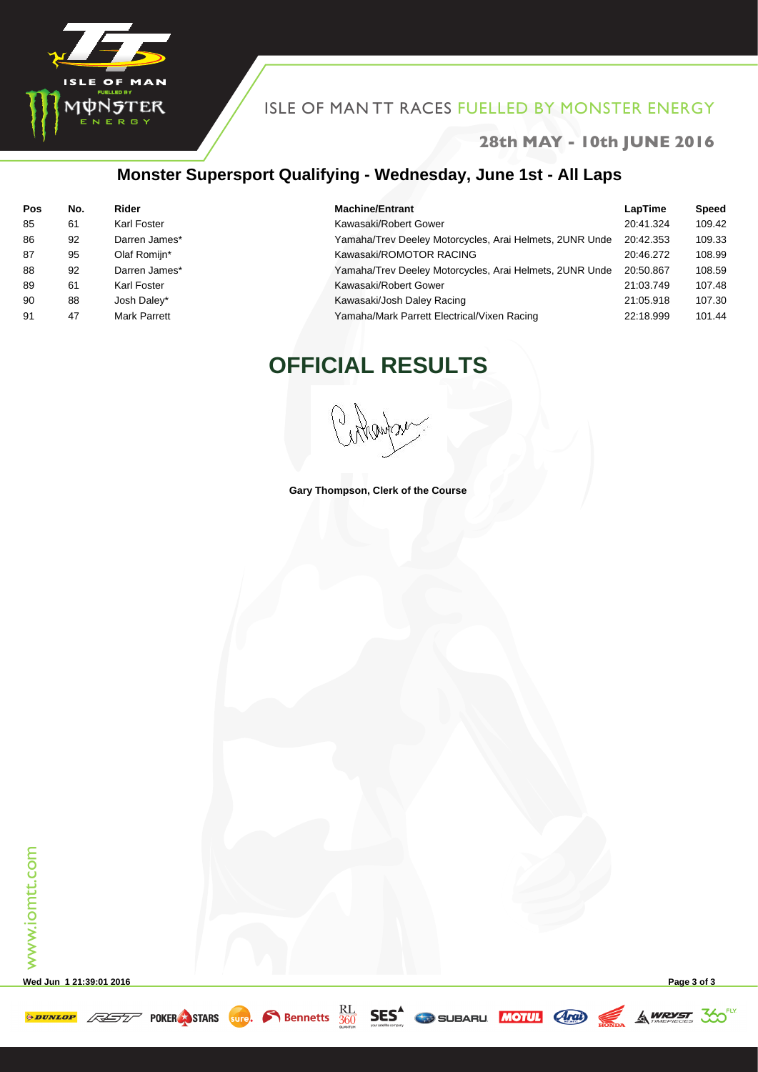## Monster Supersport Qualifying - Wednesday, June 1st - All Laps

| Pos | No. | Rider | Machine/Entrant | LapTime | Speed |
|---|---|---|---|---|---|
| 85 | 61 | Karl Foster | Kawasaki/Robert Gower | 20:41.324 | 109.42 |
| 86 | 92 | Darren James* | Yamaha/Trev Deeley Motorcycles, Arai Helmets, 2UNR Unde | 20:42.353 | 109.33 |
| 87 | 95 | Olaf Romijn* | Kawasaki/ROMOTOR RACING | 20:46.272 | 108.99 |
| 88 | 92 | Darren James* | Yamaha/Trev Deeley Motorcycles, Arai Helmets, 2UNR Unde | 20:50.867 | 108.59 |
| 89 | 61 | Karl Foster | Kawasaki/Robert Gower | 21:03.749 | 107.48 |
| 90 | 88 | Josh Daley* | Kawasaki/Josh Daley Racing | 21:05.918 | 107.30 |
| 91 | 47 | Mark Parrett | Yamaha/Mark Parrett Electrical/Vixen Racing | 22:18.999 | 101.44 |

# OFFICIAL RESULTS

**Gary Thompson, Clerk of the Course**

Wed Jun 1 21:39:01 2016